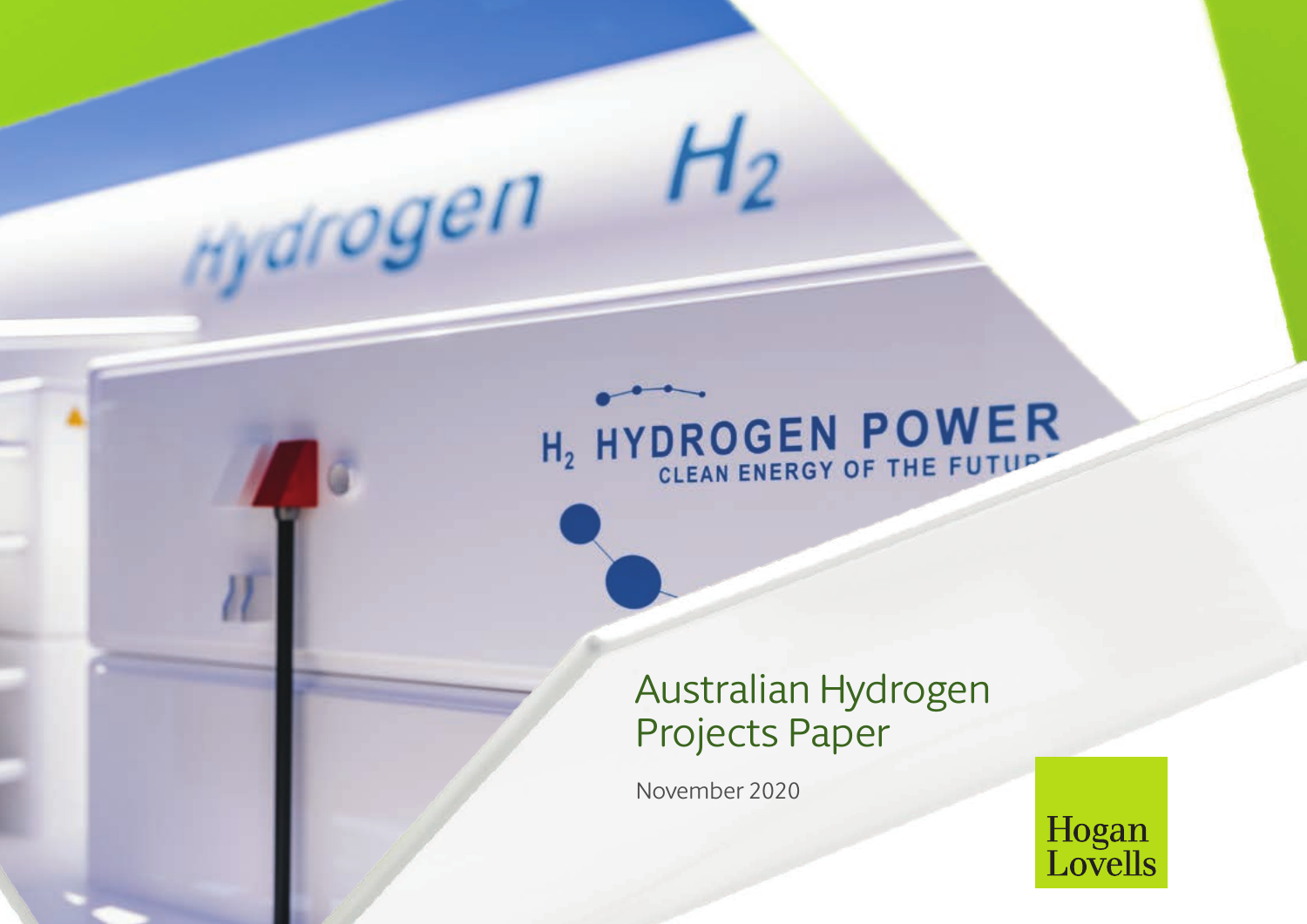# Australian Hydrogen Projects Paper

November 2020

Hogan Lovells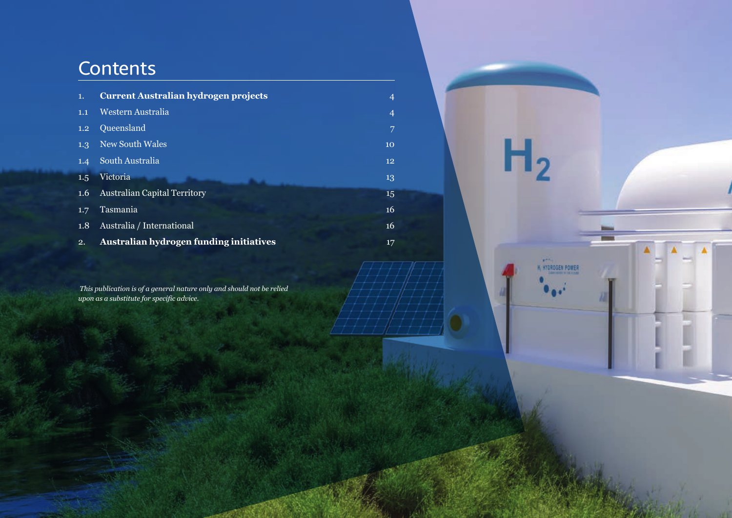# Contents

| | | |
|---|---|---|
| 1. | **Current Australian hydrogen projects** | 4 |
| 1.1 | Western Australia | 4 |
| 1.2 | Queensland | 7 |
| 1.3 | New South Wales | 10 |
| 1.4 | South Australia | 12 |
| 1.5 | Victoria | 13 |
| 1.6 | Australian Capital Territory | 15 |
| 1.7 | Tasmania | 16 |
| 1.8 | Australia / International | 16 |
| 2. | **Australian hydrogen funding initiatives** | 17 |

*This publication is of a general nature only and should not be relied upon as a substitute for specific advice.*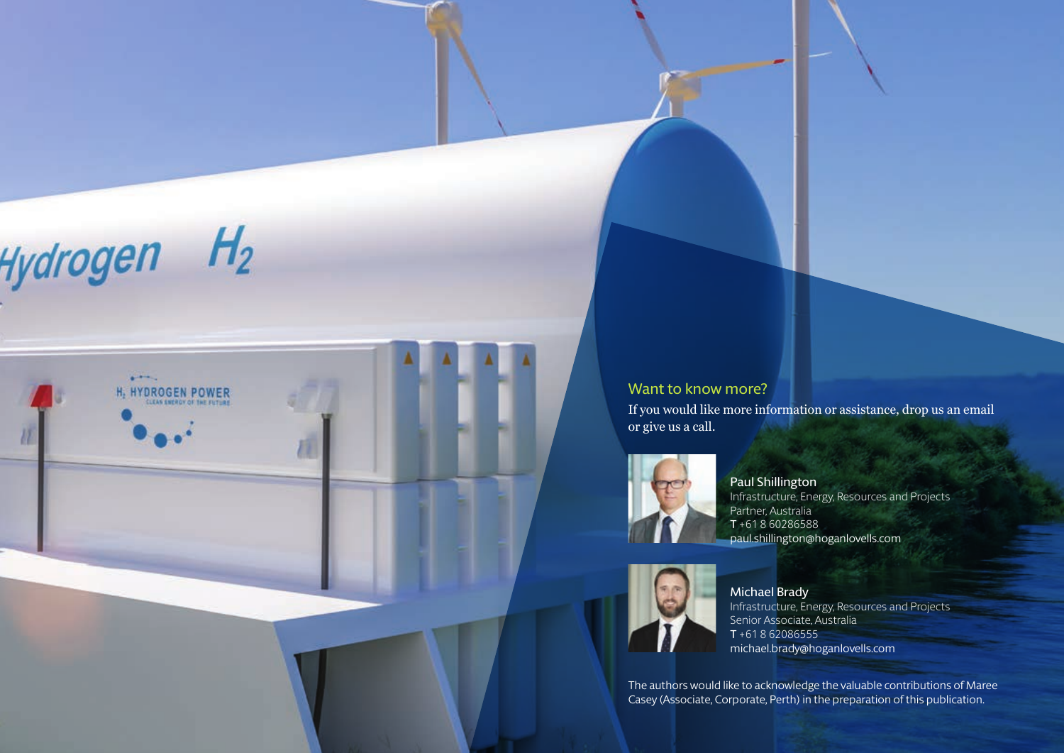## Want to know more?

If you would like more information or assistance, drop us an email or give us a call.

**Paul Shillington**
Infrastructure, Energy, Resources and Projects
Partner, Australia
**T** +61 8 60286588
paul.shillington@hoganlovells.com

**Michael Brady**
Infrastructure, Energy, Resources and Projects
Senior Associate, Australia
**T** +61 8 62086555
michael.brady@hoganlovells.com

The authors would like to acknowledge the valuable contributions of Maree Casey (Associate, Corporate, Perth) in the preparation of this publication.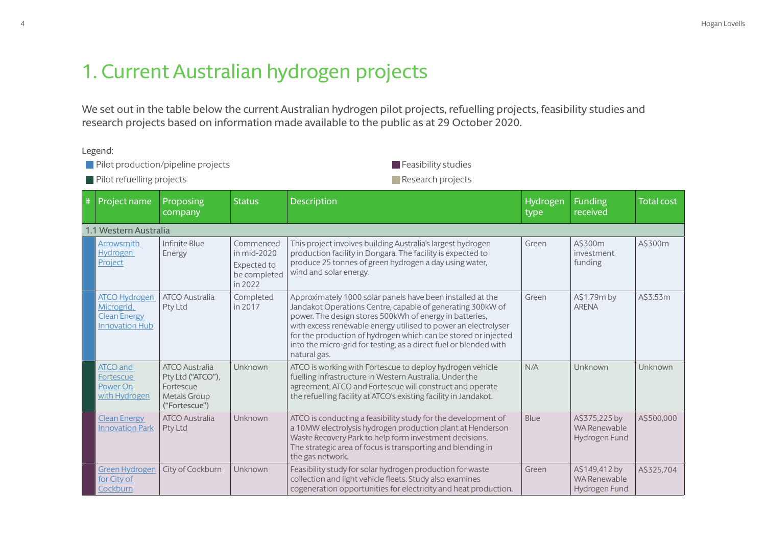# 1. Current Australian hydrogen projects

We set out in the table below the current Australian hydrogen pilot projects, refuelling projects, feasibility studies and research projects based on information made available to the public as at 29 October 2020.

Legend:

- Pilot production/pipeline projects
- Pilot refuelling projects
- Feasibility studies
- Research projects

| # | Project name | Proposing company | Status | Description | Hydrogen type | Funding received | Total cost |
|---|---|---|---|---|---|---|---|
| 1.1 Western Australia | | | | | | | |
| | Arrowsmith Hydrogen Project | Infinite Blue Energy | Commenced in mid-2020<br>Expected to be completed in 2022 | This project involves building Australia's largest hydrogen production facility in Dongara. The facility is expected to produce 25 tonnes of green hydrogen a day using water, wind and solar energy. | Green | A$300m investment funding | A$300m |
| | ATCO Hydrogen Microgrid, Clean Energy Innovation Hub | ATCO Australia Pty Ltd | Completed in 2017 | Approximately 1000 solar panels have been installed at the Jandakot Operations Centre, capable of generating 300kW of power. The design stores 500kWh of energy in batteries, with excess renewable energy utilised to power an electrolyser for the production of hydrogen which can be stored or injected into the micro-grid for testing, as a direct fuel or blended with natural gas. | Green | A$1.79m by ARENA | A$3.53m |
| | ATCO and Fortescue Power On with Hydrogen | ATCO Australia Pty Ltd ("ATCO"), Fortescue Metals Group ("Fortescue") | Unknown | ATCO is working with Fortescue to deploy hydrogen vehicle fuelling infrastructure in Western Australia. Under the agreement, ATCO and Fortescue will construct and operate the refuelling facility at ATCO's existing facility in Jandakot. | N/A | Unknown | Unknown |
| | Clean Energy Innovation Park | ATCO Australia Pty Ltd | Unknown | ATCO is conducting a feasibility study for the development of a 10MW electrolysis hydrogen production plant at Henderson Waste Recovery Park to help form investment decisions. The strategic area of focus is transporting and blending in the gas network. | Blue | A$375,225 by WA Renewable Hydrogen Fund | A$500,000 |
| | Green Hydrogen for City of Cockburn | City of Cockburn | Unknown | Feasibility study for solar hydrogen production for waste collection and light vehicle fleets. Study also examines cogeneration opportunities for electricity and heat production. | Green | A$149,412 by WA Renewable Hydrogen Fund | A$325,704 |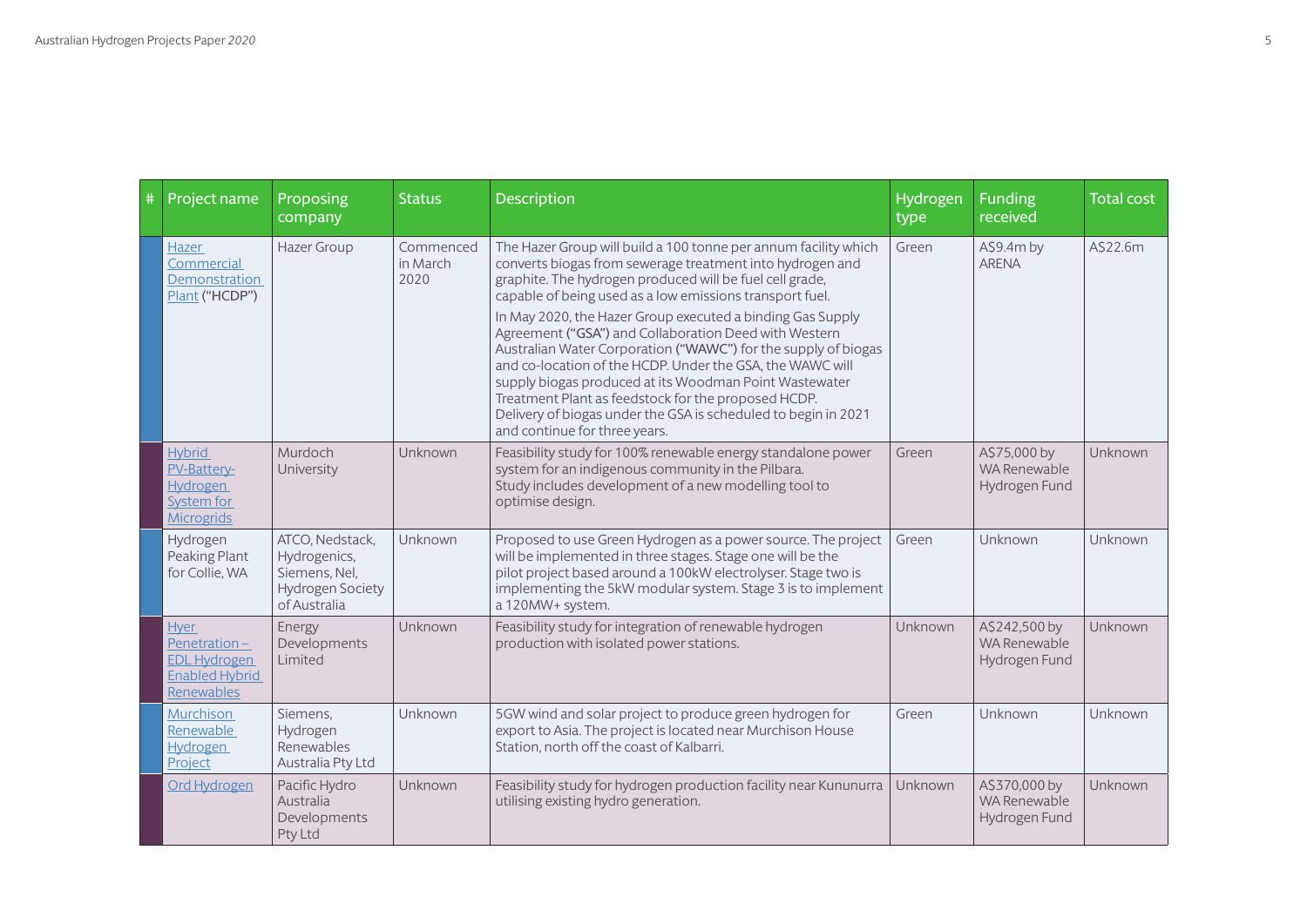| # | Project name | Proposing company | Status | Description | Hydrogen type | Funding received | Total cost |
|---|---|---|---|---|---|---|---|
| | Hazer Commercial Demonstration Plant ("HCDP") | Hazer Group | Commenced in March 2020 | The Hazer Group will build a 100 tonne per annum facility which converts biogas from sewerage treatment into hydrogen and graphite. The hydrogen produced will be fuel cell grade, capable of being used as a low emissions transport fuel.<br>In May 2020, the Hazer Group executed a binding Gas Supply Agreement ("GSA") and Collaboration Deed with Western Australian Water Corporation ("WAWC") for the supply of biogas and co-location of the HCDP. Under the GSA, the WAWC will supply biogas produced at its Woodman Point Wastewater Treatment Plant as feedstock for the proposed HCDP. Delivery of biogas under the GSA is scheduled to begin in 2021 and continue for three years. | Green | A$9.4m by ARENA | A$22.6m |
| | Hybrid PV-Battery-Hydrogen System for Microgrids | Murdoch University | Unknown | Feasibility study for 100% renewable energy standalone power system for an indigenous community in the Pilbara. Study includes development of a new modelling tool to optimise design. | Green | A$75,000 by WA Renewable Hydrogen Fund | Unknown |
| | Hydrogen Peaking Plant for Collie, WA | ATCO, Nedstack, Hydrogenics, Siemens, Nel, Hydrogen Society of Australia | Unknown | Proposed to use Green Hydrogen as a power source. The project will be implemented in three stages. Stage one will be the pilot project based around a 100kW electrolyser. Stage two is implementing the 5kW modular system. Stage 3 is to implement a 120MW+ system. | Green | Unknown | Unknown |
| | Hyer Penetration – EDL Hydrogen Enabled Hybrid Renewables | Energy Developments Limited | Unknown | Feasibility study for integration of renewable hydrogen production with isolated power stations. | Unknown | A$242,500 by WA Renewable Hydrogen Fund | Unknown |
| | Murchison Renewable Hydrogen Project | Siemens, Hydrogen Renewables Australia Pty Ltd | Unknown | 5GW wind and solar project to produce green hydrogen for export to Asia. The project is located near Murchison House Station, north off the coast of Kalbarri. | Green | Unknown | Unknown |
| | Ord Hydrogen | Pacific Hydro Australia Developments Pty Ltd | Unknown | Feasibility study for hydrogen production facility near Kununurra utilising existing hydro generation. | Unknown | A$370,000 by WA Renewable Hydrogen Fund | Unknown |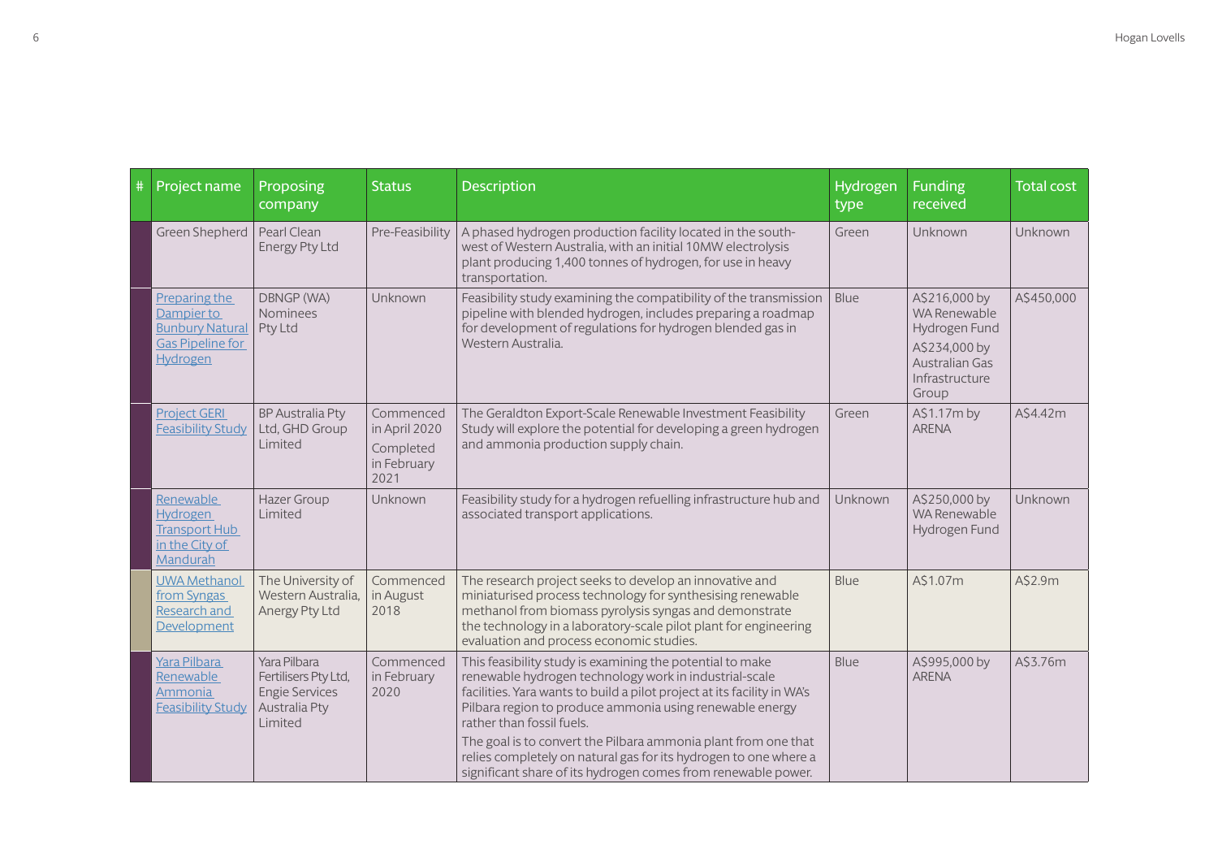| # | Project name | Proposing company | Status | Description | Hydrogen type | Funding received | Total cost |
|---|---|---|---|---|---|---|---|
| | Green Shepherd | Pearl Clean Energy Pty Ltd | Pre-Feasibility | A phased hydrogen production facility located in the south-west of Western Australia, with an initial 10MW electrolysis plant producing 1,400 tonnes of hydrogen, for use in heavy transportation. | Green | Unknown | Unknown |
| | Preparing the Dampier to Bunbury Natural Gas Pipeline for Hydrogen | DBNGP (WA) Nominees Pty Ltd | Unknown | Feasibility study examining the compatibility of the transmission pipeline with blended hydrogen, includes preparing a roadmap for development of regulations for hydrogen blended gas in Western Australia. | Blue | A$216,000 by WA Renewable Hydrogen Fund<br>A$234,000 by Australian Gas Infrastructure Group | A$450,000 |
| | Project GERI Feasibility Study | BP Australia Pty Ltd, GHD Group Limited | Commenced in April 2020<br>Completed in February 2021 | The Geraldton Export-Scale Renewable Investment Feasibility Study will explore the potential for developing a green hydrogen and ammonia production supply chain. | Green | A$1.17m by ARENA | A$4.42m |
| | Renewable Hydrogen Transport Hub in the City of Mandurah | Hazer Group Limited | Unknown | Feasibility study for a hydrogen refuelling infrastructure hub and associated transport applications. | Unknown | A$250,000 by WA Renewable Hydrogen Fund | Unknown |
| | UWA Methanol from Syngas Research and Development | The University of Western Australia, Anergy Pty Ltd | Commenced in August 2018 | The research project seeks to develop an innovative and miniaturised process technology for synthesising renewable methanol from biomass pyrolysis syngas and demonstrate the technology in a laboratory-scale pilot plant for engineering evaluation and process economic studies. | Blue | A$1.07m | A$2.9m |
| | Yara Pilbara Renewable Ammonia Feasibility Study | Yara Pilbara Fertilisers Pty Ltd, Engie Services Australia Pty Limited | Commenced in February 2020 | This feasibility study is examining the potential to make renewable hydrogen technology work in industrial-scale facilities. Yara wants to build a pilot project at its facility in WA's Pilbara region to produce ammonia using renewable energy rather than fossil fuels.<br>The goal is to convert the Pilbara ammonia plant from one that relies completely on natural gas for its hydrogen to one where a significant share of its hydrogen comes from renewable power. | Blue | A$995,000 by ARENA | A$3.76m |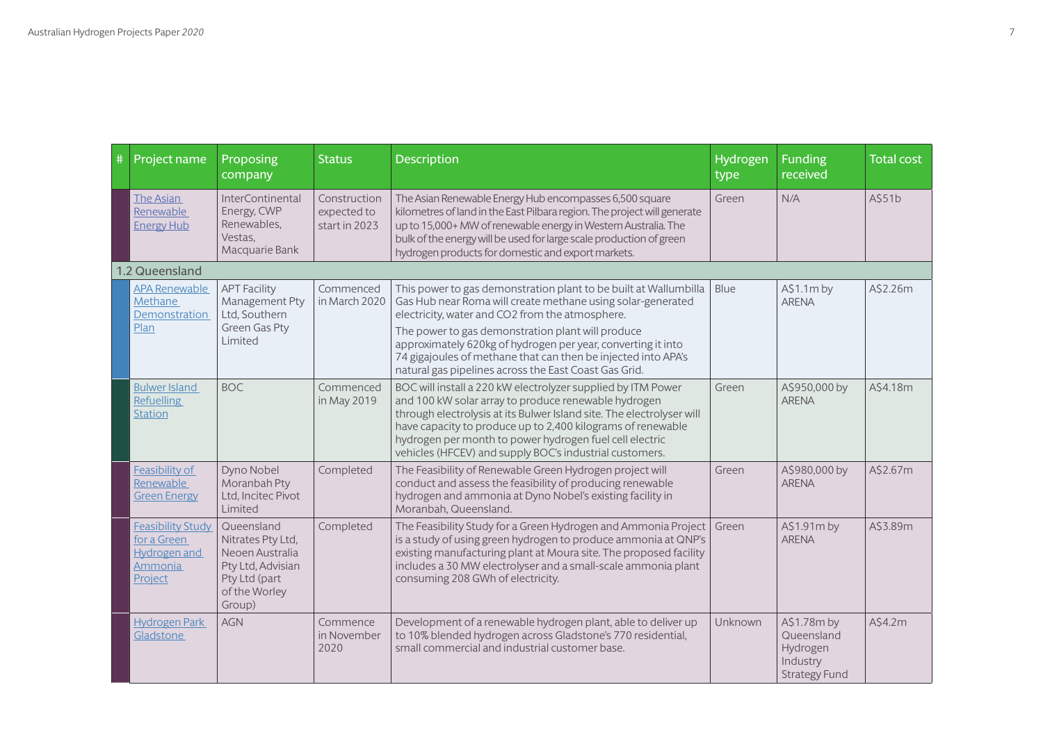| # | Project name | Proposing company | Status | Description | Hydrogen type | Funding received | Total cost |
|---|---|---|---|---|---|---|---|
| | The Asian Renewable Energy Hub | InterContinental Energy, CWP Renewables, Vestas, Macquarie Bank | Construction expected to start in 2023 | The Asian Renewable Energy Hub encompasses 6,500 square kilometres of land in the East Pilbara region. The project will generate up to 15,000+ MW of renewable energy in Western Australia. The bulk of the energy will be used for large scale production of green hydrogen products for domestic and export markets. | Green | N/A | A$51b |
| 1.2 Queensland | | | | | | | |
| | APA Renewable Methane Demonstration Plan | APT Facility Management Pty Ltd, Southern Green Gas Pty Limited | Commenced in March 2020 | This power to gas demonstration plant to be built at Wallumbilla Gas Hub near Roma will create methane using solar-generated electricity, water and CO2 from the atmosphere. The power to gas demonstration plant will produce approximately 620kg of hydrogen per year, converting it into 74 gigajoules of methane that can then be injected into APA's natural gas pipelines across the East Coast Gas Grid. | Blue | A$1.1m by ARENA | A$2.26m |
| | Bulwer Island Refuelling Station | BOC | Commenced in May 2019 | BOC will install a 220 kW electrolyzer supplied by ITM Power and 100 kW solar array to produce renewable hydrogen through electrolysis at its Bulwer Island site. The electrolyser will have capacity to produce up to 2,400 kilograms of renewable hydrogen per month to power hydrogen fuel cell electric vehicles (HFCEV) and supply BOC's industrial customers. | Green | A$950,000 by ARENA | A$4.18m |
| | Feasibility of Renewable Green Energy | Dyno Nobel Moranbah Pty Ltd, Incitec Pivot Limited | Completed | The Feasibility of Renewable Green Hydrogen project will conduct and assess the feasibility of producing renewable hydrogen and ammonia at Dyno Nobel's existing facility in Moranbah, Queensland. | Green | A$980,000 by ARENA | A$2.67m |
| | Feasibility Study for a Green Hydrogen and Ammonia Project | Queensland Nitrates Pty Ltd, Neoen Australia Pty Ltd, Advisian Pty Ltd (part of the Worley Group) | Completed | The Feasibility Study for a Green Hydrogen and Ammonia Project is a study of using green hydrogen to produce ammonia at QNP's existing manufacturing plant at Moura site. The proposed facility includes a 30 MW electrolyser and a small-scale ammonia plant consuming 208 GWh of electricity. | Green | A$1.91m by ARENA | A$3.89m |
| | Hydrogen Park Gladstone | AGN | Commence in November 2020 | Development of a renewable hydrogen plant, able to deliver up to 10% blended hydrogen across Gladstone's 770 residential, small commercial and industrial customer base. | Unknown | A$1.78m by Queensland Hydrogen Industry Strategy Fund | A$4.2m |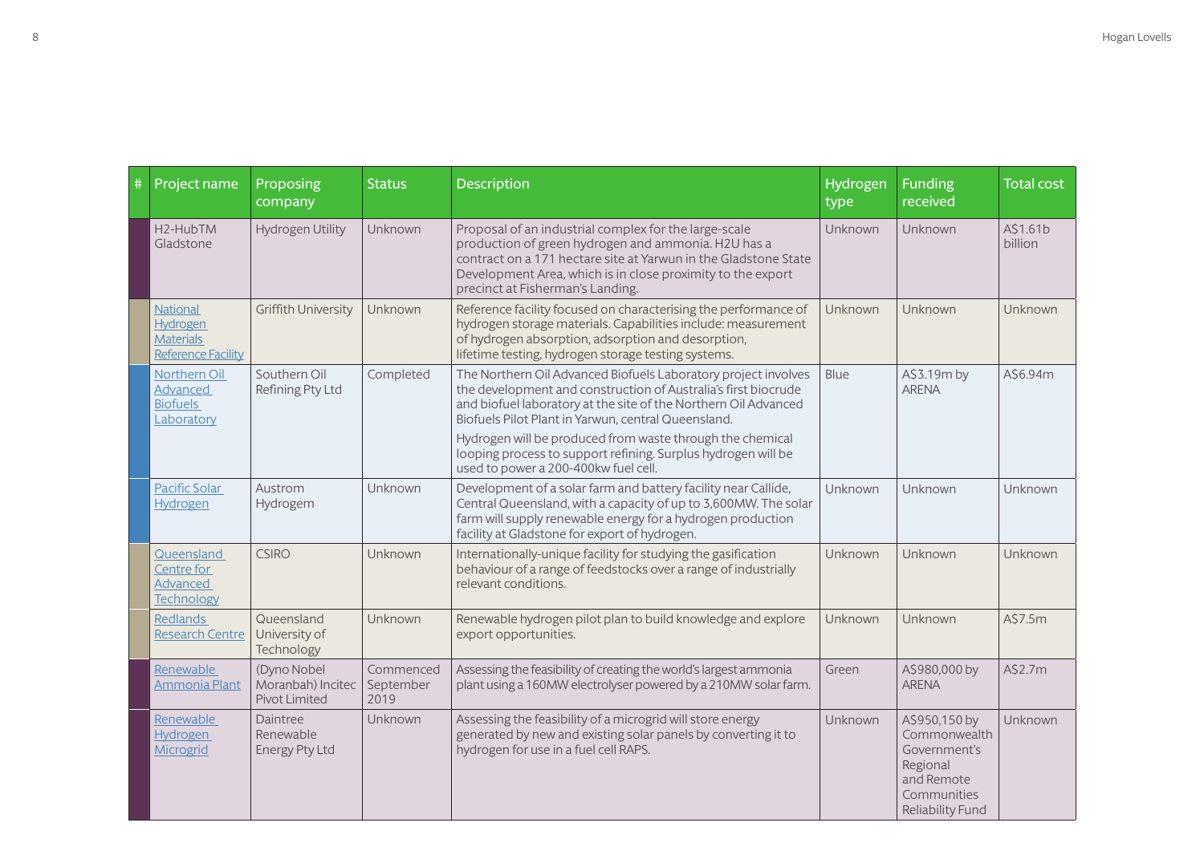| # | Project name | Proposing company | Status | Description | Hydrogen type | Funding received | Total cost |
|---|---|---|---|---|---|---|---|
| | H2-HubTM Gladstone | Hydrogen Utility | Unknown | Proposal of an industrial complex for the large-scale production of green hydrogen and ammonia. H2U has a contract on a 171 hectare site at Yarwun in the Gladstone State Development Area, which is in close proximity to the export precinct at Fisherman's Landing. | Unknown | Unknown | A$1.61b billion |
| | National Hydrogen Materials Reference Facility | Griffith University | Unknown | Reference facility focused on characterising the performance of hydrogen storage materials. Capabilities include: measurement of hydrogen absorption, adsorption and desorption, lifetime testing, hydrogen storage testing systems. | Unknown | Unknown | Unknown |
| | Northern Oil Advanced Biofuels Laboratory | Southern Oil Refining Pty Ltd | Completed | The Northern Oil Advanced Biofuels Laboratory project involves the development and construction of Australia's first biocrude and biofuel laboratory at the site of the Northern Oil Advanced Biofuels Pilot Plant in Yarwun, central Queensland.<br><br>Hydrogen will be produced from waste through the chemical looping process to support refining. Surplus hydrogen will be used to power a 200-400kw fuel cell. | Blue | A$3.19m by ARENA | A$6.94m |
| | Pacific Solar Hydrogen | Austrom Hydrogem | Unknown | Development of a solar farm and battery facility near Callide, Central Queensland, with a capacity of up to 3,600MW. The solar farm will supply renewable energy for a hydrogen production facility at Gladstone for export of hydrogen. | Unknown | Unknown | Unknown |
| | Queensland Centre for Advanced Technology | CSIRO | Unknown | Internationally-unique facility for studying the gasification behaviour of a range of feedstocks over a range of industrially relevant conditions. | Unknown | Unknown | Unknown |
| | Redlands Research Centre | Queensland University of Technology | Unknown | Renewable hydrogen pilot plan to build knowledge and explore export opportunities. | Unknown | Unknown | A$7.5m |
| | Renewable Ammonia Plant | (Dyno Nobel Moranbah) Incitec Pivot Limited | Commenced September 2019 | Assessing the feasibility of creating the world's largest ammonia plant using a 160MW electrolyser powered by a 210MW solar farm. | Green | A$980,000 by ARENA | A$2.7m |
| | Renewable Hydrogen Microgrid | Daintree Renewable Energy Pty Ltd | Unknown | Assessing the feasibility of a microgrid will store energy generated by new and existing solar panels by converting it to hydrogen for use in a fuel cell RAPS. | Unknown | A$950,150 by Commonwealth Government's Regional and Remote Communities Reliability Fund | Unknown |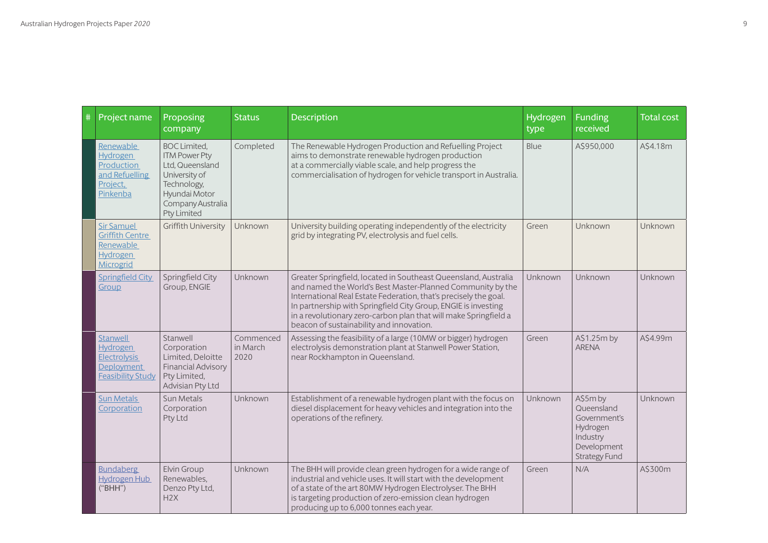| # | Project name | Proposing company | Status | Description | Hydrogen type | Funding received | Total cost |
|---|---|---|---|---|---|---|---|
| | Renewable Hydrogen Production and Refuelling Project, Pinkenba | BOC Limited, ITM Power Pty Ltd, Queensland University of Technology, Hyundai Motor Company Australia Pty Limited | Completed | The Renewable Hydrogen Production and Refuelling Project aims to demonstrate renewable hydrogen production at a commercially viable scale, and help progress the commercialisation of hydrogen for vehicle transport in Australia. | Blue | A$950,000 | A$4.18m |
| | Sir Samuel Griffith Centre Renewable Hydrogen Microgrid | Griffith University | Unknown | University building operating independently of the electricity grid by integrating PV, electrolysis and fuel cells. | Green | Unknown | Unknown |
| | Springfield City Group | Springfield City Group, ENGIE | Unknown | Greater Springfield, located in Southeast Queensland, Australia and named the World's Best Master-Planned Community by the International Real Estate Federation, that's precisely the goal. In partnership with Springfield City Group, ENGIE is investing in a revolutionary zero-carbon plan that will make Springfield a beacon of sustainability and innovation. | Unknown | Unknown | Unknown |
| | Stanwell Hydrogen Electrolysis Deployment Feasibility Study | Stanwell Corporation Limited, Deloitte Financial Advisory Pty Limited, Advisian Pty Ltd | Commenced in March 2020 | Assessing the feasibility of a large (10MW or bigger) hydrogen electrolysis demonstration plant at Stanwell Power Station, near Rockhampton in Queensland. | Green | A$1.25m by ARENA | A$4.99m |
| | Sun Metals Corporation | Sun Metals Corporation Pty Ltd | Unknown | Establishment of a renewable hydrogen plant with the focus on diesel displacement for heavy vehicles and integration into the operations of the refinery. | Unknown | A$5m by Queensland Government's Hydrogen Industry Development Strategy Fund | Unknown |
| | Bundaberg Hydrogen Hub ("BHH") | Elvin Group Renewables, Denzo Pty Ltd, H2X | Unknown | The BHH will provide clean green hydrogen for a wide range of industrial and vehicle uses. It will start with the development of a state of the art 80MW Hydrogen Electrolyser. The BHH is targeting production of zero-emission clean hydrogen producing up to 6,000 tonnes each year. | Green | N/A | A$300m |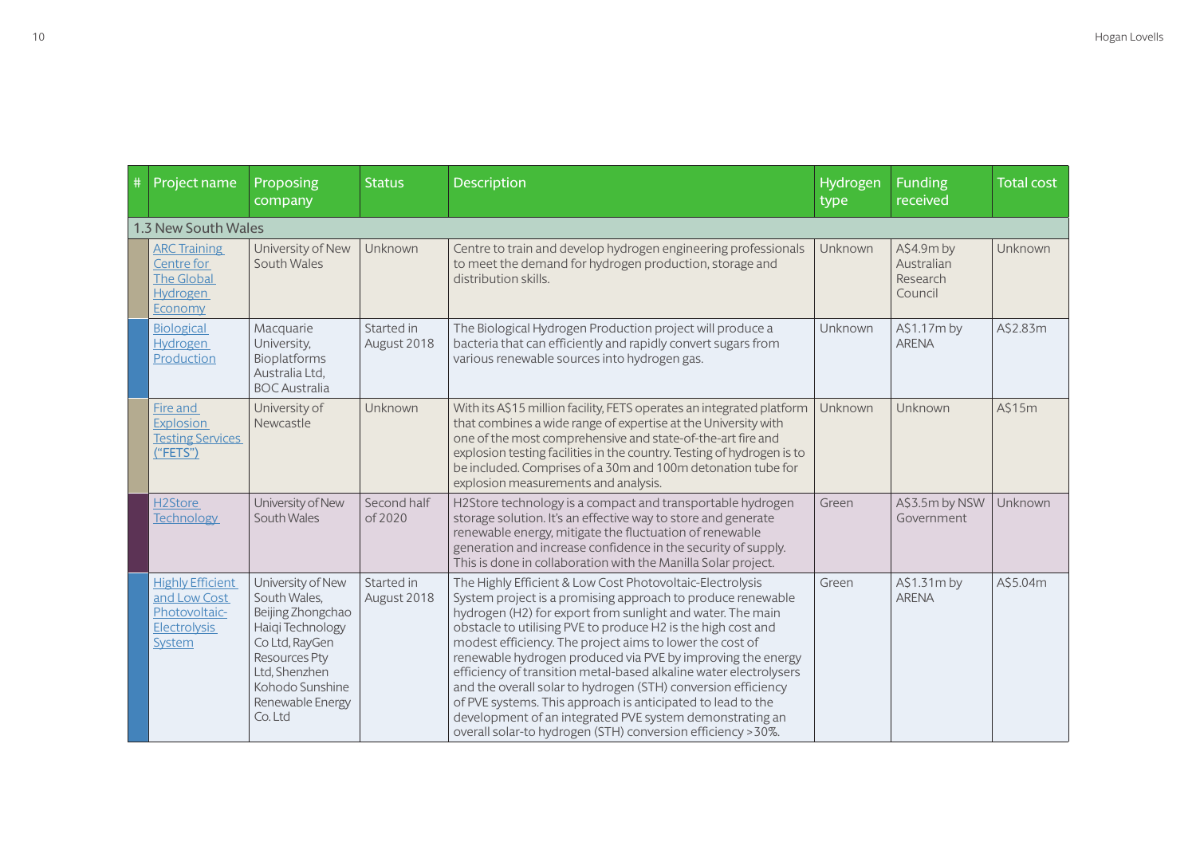| # | Project name | Proposing company | Status | Description | Hydrogen type | Funding received | Total cost |
|---|---|---|---|---|---|---|---|
| 1.3 New South Wales | | | | | | | |
| | ARC Training Centre for The Global Hydrogen Economy | University of New South Wales | Unknown | Centre to train and develop hydrogen engineering professionals to meet the demand for hydrogen production, storage and distribution skills. | Unknown | A$4.9m by Australian Research Council | Unknown |
| | Biological Hydrogen Production | Macquarie University, Bioplatforms Australia Ltd, BOC Australia | Started in August 2018 | The Biological Hydrogen Production project will produce a bacteria that can efficiently and rapidly convert sugars from various renewable sources into hydrogen gas. | Unknown | A$1.17m by ARENA | A$2.83m |
| | Fire and Explosion Testing Services ("FETS") | University of Newcastle | Unknown | With its A$15 million facility, FETS operates an integrated platform that combines a wide range of expertise at the University with one of the most comprehensive and state-of-the-art fire and explosion testing facilities in the country. Testing of hydrogen is to be included. Comprises of a 30m and 100m detonation tube for explosion measurements and analysis. | Unknown | Unknown | A$15m |
| | H2Store Technology | University of New South Wales | Second half of 2020 | H2Store technology is a compact and transportable hydrogen storage solution. It's an effective way to store and generate renewable energy, mitigate the fluctuation of renewable generation and increase confidence in the security of supply. This is done in collaboration with the Manilla Solar project. | Green | A$3.5m by NSW Government | Unknown |
| | Highly Efficient and Low Cost Photovoltaic-Electrolysis System | University of New South Wales, Beijing Zhongchao Haiqi Technology Co Ltd, RayGen Resources Pty Ltd, Shenzhen Kohodo Sunshine Renewable Energy Co. Ltd | Started in August 2018 | The Highly Efficient & Low Cost Photovoltaic-Electrolysis System project is a promising approach to produce renewable hydrogen ($H_2$) for export from sunlight and water. The main obstacle to utilising PVE to produce $H_2$ is the high cost and modest efficiency. The project aims to lower the cost of renewable hydrogen produced via PVE by improving the energy efficiency of transition metal-based alkaline water electrolysers and the overall solar to hydrogen (STH) conversion efficiency of PVE systems. This approach is anticipated to lead to the development of an integrated PVE system demonstrating an overall solar-to hydrogen (STH) conversion efficiency >30%. | Green | A$1.31m by ARENA | A$5.04m |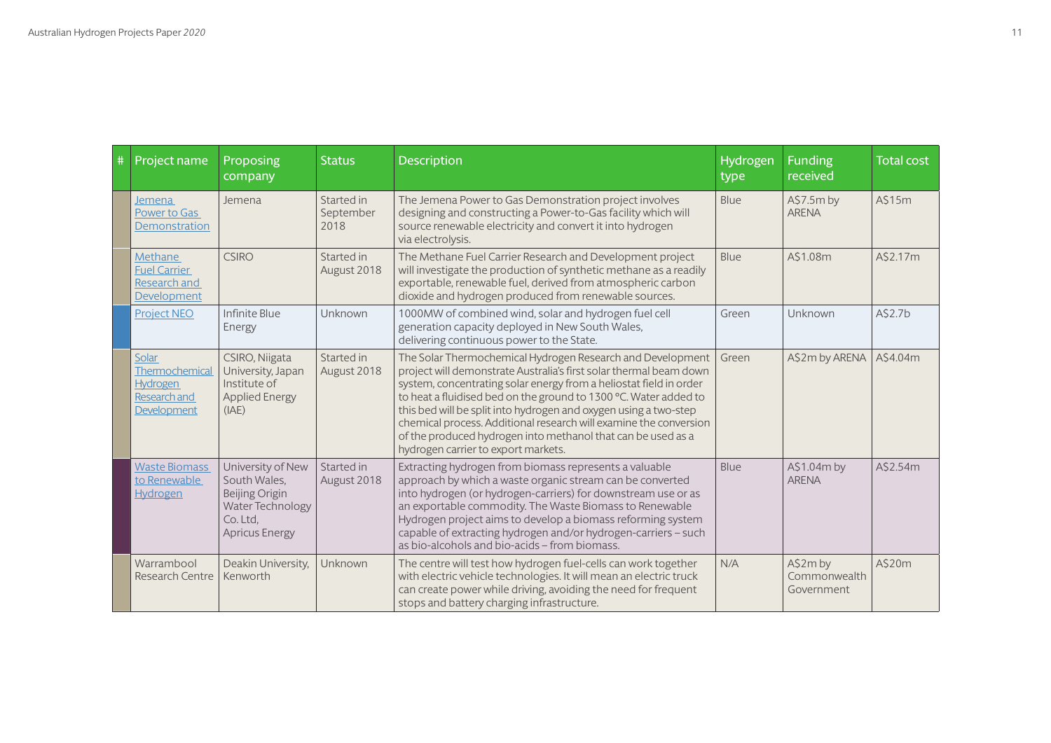| # | Project name | Proposing company | Status | Description | Hydrogen type | Funding received | Total cost |
|---|---|---|---|---|---|---|---|
| | Jemena Power to Gas Demonstration | Jemena | Started in September 2018 | The Jemena Power to Gas Demonstration project involves designing and constructing a Power-to-Gas facility which will source renewable electricity and convert it into hydrogen via electrolysis. | Blue | A$7.5m by ARENA | A$15m |
| | Methane Fuel Carrier Research and Development | CSIRO | Started in August 2018 | The Methane Fuel Carrier Research and Development project will investigate the production of synthetic methane as a readily exportable, renewable fuel, derived from atmospheric carbon dioxide and hydrogen produced from renewable sources. | Blue | A$1.08m | A$2.17m |
| | Project NEO | Infinite Blue Energy | Unknown | 1000MW of combined wind, solar and hydrogen fuel cell generation capacity deployed in New South Wales, delivering continuous power to the State. | Green | Unknown | A$2.7b |
| | Solar Thermochemical Hydrogen Research and Development | CSIRO, Niigata University, Japan Institute of Applied Energy (IAE) | Started in August 2018 | The Solar Thermochemical Hydrogen Research and Development project will demonstrate Australia's first solar thermal beam down system, concentrating solar energy from a heliostat field in order to heat a fluidised bed on the ground to 1300 °C. Water added to this bed will be split into hydrogen and oxygen using a two-step chemical process. Additional research will examine the conversion of the produced hydrogen into methanol that can be used as a hydrogen carrier to export markets. | Green | A$2m by ARENA | A$4.04m |
| | Waste Biomass to Renewable Hydrogen | University of New South Wales, Beijing Origin Water Technology Co. Ltd, Apricus Energy | Started in August 2018 | Extracting hydrogen from biomass represents a valuable approach by which a waste organic stream can be converted into hydrogen (or hydrogen-carriers) for downstream use or as an exportable commodity. The Waste Biomass to Renewable Hydrogen project aims to develop a biomass reforming system capable of extracting hydrogen and/or hydrogen-carriers – such as bio-alcohols and bio-acids – from biomass. | Blue | A$1.04m by ARENA | A$2.54m |
| | Warrambool Research Centre | Deakin University, Kenworth | Unknown | The centre will test how hydrogen fuel-cells can work together with electric vehicle technologies. It will mean an electric truck can create power while driving, avoiding the need for frequent stops and battery charging infrastructure. | N/A | A$2m by Commonwealth Government | A$20m |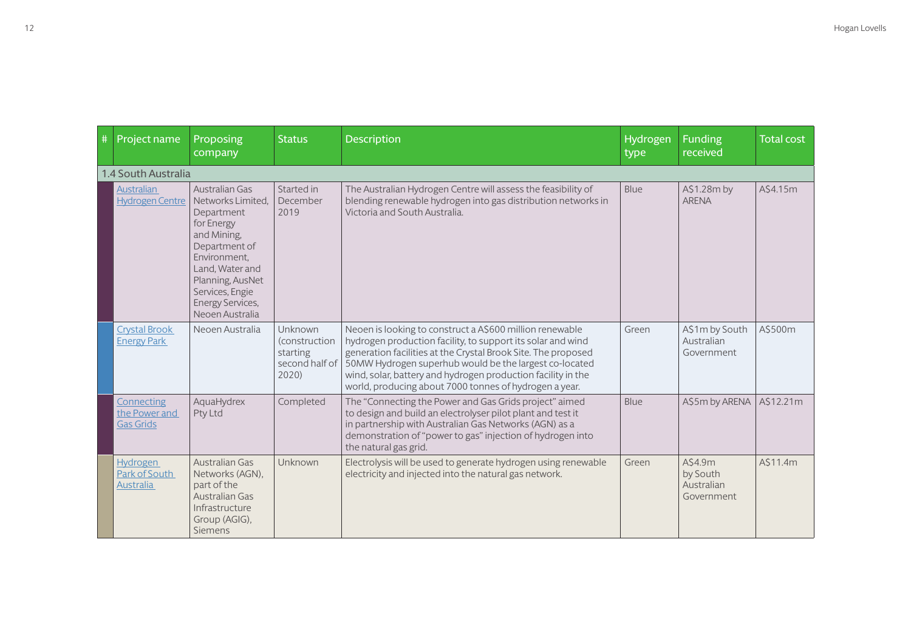| # | Project name | Proposing company | Status | Description | Hydrogen type | Funding received | Total cost |
|---|---|---|---|---|---|---|---|
| 1.4 South Australia | | | | | | | |
| | Australian Hydrogen Centre | Australian Gas Networks Limited, Department for Energy and Mining, Department of Environment, Land, Water and Planning, AusNet Services, Engie Energy Services, Neoen Australia | Started in December 2019 | The Australian Hydrogen Centre will assess the feasibility of blending renewable hydrogen into gas distribution networks in Victoria and South Australia. | Blue | A$1.28m by ARENA | A$4.15m |
| | Crystal Brook Energy Park | Neoen Australia | Unknown (construction starting second half of 2020) | Neoen is looking to construct a A$600 million renewable hydrogen production facility, to support its solar and wind generation facilities at the Crystal Brook Site. The proposed 50MW Hydrogen superhub would be the largest co-located wind, solar, battery and hydrogen production facility in the world, producing about 7000 tonnes of hydrogen a year. | Green | A$1m by South Australian Government | A$500m |
| | Connecting the Power and Gas Grids | AquaHydrex Pty Ltd | Completed | The "Connecting the Power and Gas Grids project" aimed to design and build an electrolyser pilot plant and test it in partnership with Australian Gas Networks (AGN) as a demonstration of "power to gas" injection of hydrogen into the natural gas grid. | Blue | A$5m by ARENA | A$12.21m |
| | Hydrogen Park of South Australia | Australian Gas Networks (AGN), part of the Australian Gas Infrastructure Group (AGIG), Siemens | Unknown | Electrolysis will be used to generate hydrogen using renewable electricity and injected into the natural gas network. | Green | A$4.9m by South Australian Government | A$11.4m |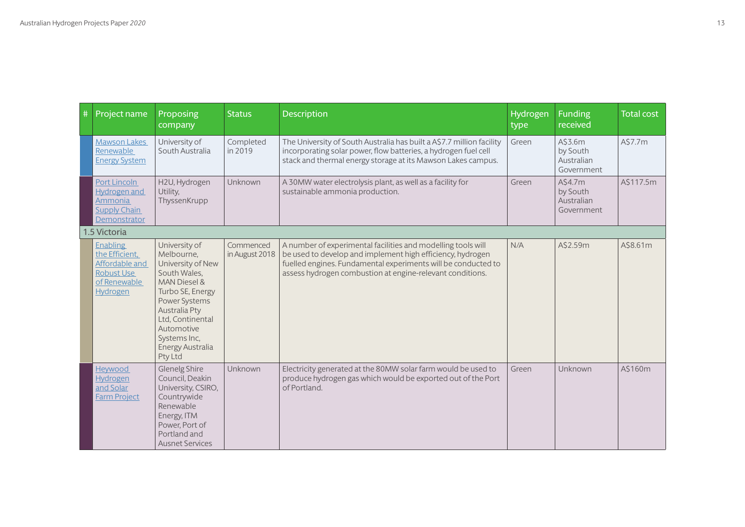| # | Project name | Proposing company | Status | Description | Hydrogen type | Funding received | Total cost |
|---|---|---|---|---|---|---|---|
| | Mawson Lakes Renewable Energy System | University of South Australia | Completed in 2019 | The University of South Australia has built a A$7.7 million facility incorporating solar power, flow batteries, a hydrogen fuel cell stack and thermal energy storage at its Mawson Lakes campus. | Green | A$3.6m by South Australian Government | A$7.7m |
| | Port Lincoln Hydrogen and Ammonia Supply Chain Demonstrator | H2U, Hydrogen Utility, ThyssenKrupp | Unknown | A 30MW water electrolysis plant, as well as a facility for sustainable ammonia production. | Green | A$4.7m by South Australian Government | A$117.5m |
| 1.5 Victoria | | | | | | | |
| | Enabling the Efficient, Affordable and Robust Use of Renewable Hydrogen | University of Melbourne, University of New South Wales, MAN Diesel & Turbo SE, Energy Power Systems Australia Pty Ltd, Continental Automotive Systems Inc, Energy Australia Pty Ltd | Commenced in August 2018 | A number of experimental facilities and modelling tools will be used to develop and implement high efficiency, hydrogen fuelled engines. Fundamental experiments will be conducted to assess hydrogen combustion at engine-relevant conditions. | N/A | A$2.59m | A$8.61m |
| | Heywood Hydrogen and Solar Farm Project | Glenelg Shire Council, Deakin University, CSIRO, Countrywide Renewable Energy, ITM Power, Port of Portland and Ausnet Services | Unknown | Electricity generated at the 80MW solar farm would be used to produce hydrogen gas which would be exported out of the Port of Portland. | Green | Unknown | A$160m |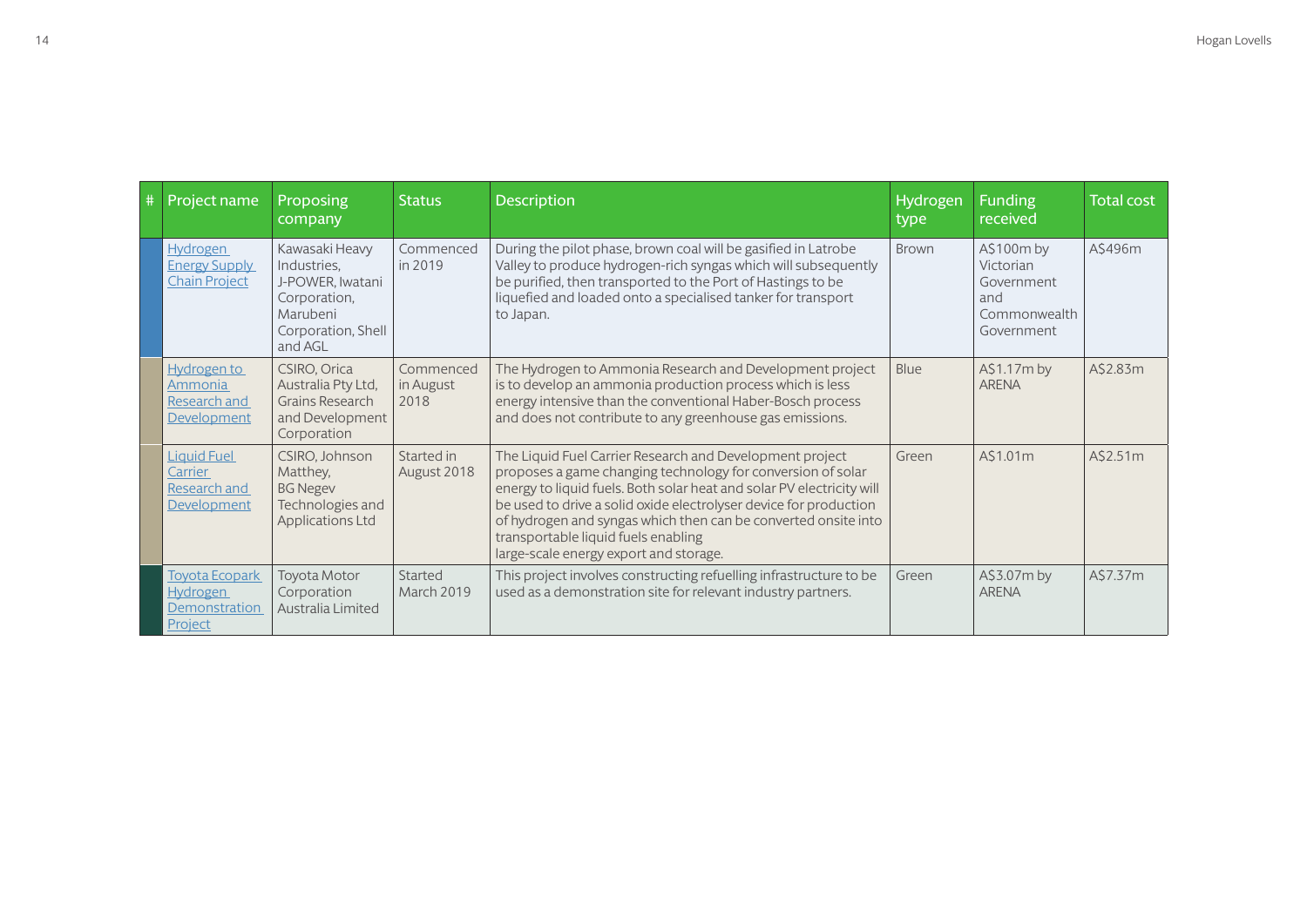| # | Project name | Proposing company | Status | Description | Hydrogen type | Funding received | Total cost |
|---|---|---|---|---|---|---|---|
| | Hydrogen Energy Supply Chain Project | Kawasaki Heavy Industries, J-POWER, Iwatani Corporation, Marubeni Corporation, Shell and AGL | Commenced in 2019 | During the pilot phase, brown coal will be gasified in Latrobe Valley to produce hydrogen-rich syngas which will subsequently be purified, then transported to the Port of Hastings to be liquefied and loaded onto a specialised tanker for transport to Japan. | Brown | A$100m by Victorian Government and Commonwealth Government | A$496m |
| | Hydrogen to Ammonia Research and Development | CSIRO, Orica Australia Pty Ltd, Grains Research and Development Corporation | Commenced in August 2018 | The Hydrogen to Ammonia Research and Development project is to develop an ammonia production process which is less energy intensive than the conventional Haber-Bosch process and does not contribute to any greenhouse gas emissions. | Blue | A$1.17m by ARENA | A$2.83m |
| | Liquid Fuel Carrier Research and Development | CSIRO, Johnson Matthey, BG Negev Technologies and Applications Ltd | Started in August 2018 | The Liquid Fuel Carrier Research and Development project proposes a game changing technology for conversion of solar energy to liquid fuels. Both solar heat and solar PV electricity will be used to drive a solid oxide electrolyser device for production of hydrogen and syngas which then can be converted onsite into transportable liquid fuels enabling large-scale energy export and storage. | Green | A$1.01m | A$2.51m |
| | Toyota Ecopark Hydrogen Demonstration Project | Toyota Motor Corporation Australia Limited | Started March 2019 | This project involves constructing refuelling infrastructure to be used as a demonstration site for relevant industry partners. | Green | A$3.07m by ARENA | A$7.37m |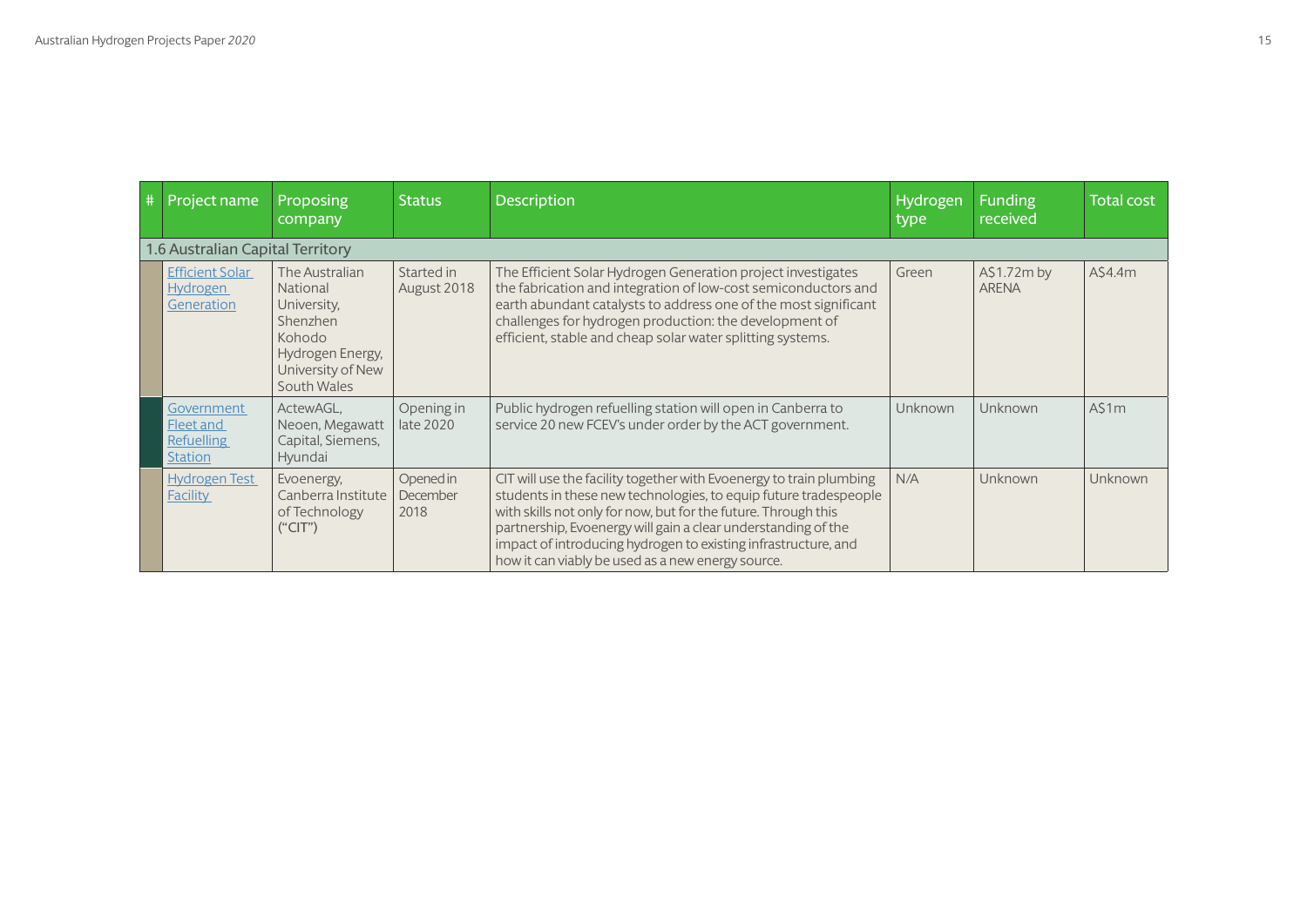| # | Project name | Proposing company | Status | Description | Hydrogen type | Funding received | Total cost |
|---|---|---|---|---|---|---|---|
| 1.6 Australian Capital Territory | | | | | | | |
| | Efficient Solar Hydrogen Generation | The Australian National University, Shenzhen Kohodo Hydrogen Energy, University of New South Wales | Started in August 2018 | The Efficient Solar Hydrogen Generation project investigates the fabrication and integration of low-cost semiconductors and earth abundant catalysts to address one of the most significant challenges for hydrogen production: the development of efficient, stable and cheap solar water splitting systems. | Green | A$1.72m by ARENA | A$4.4m |
| | Government Fleet and Refuelling Station | ActewAGL, Neoen, Megawatt Capital, Siemens, Hyundai | Opening in late 2020 | Public hydrogen refuelling station will open in Canberra to service 20 new FCEV's under order by the ACT government. | Unknown | Unknown | A$1m |
| | Hydrogen Test Facility | Evoenergy, Canberra Institute of Technology ("CIT") | Opened in December 2018 | CIT will use the facility together with Evoenergy to train plumbing students in these new technologies, to equip future tradespeople with skills not only for now, but for the future. Through this partnership, Evoenergy will gain a clear understanding of the impact of introducing hydrogen to existing infrastructure, and how it can viably be used as a new energy source. | N/A | Unknown | Unknown |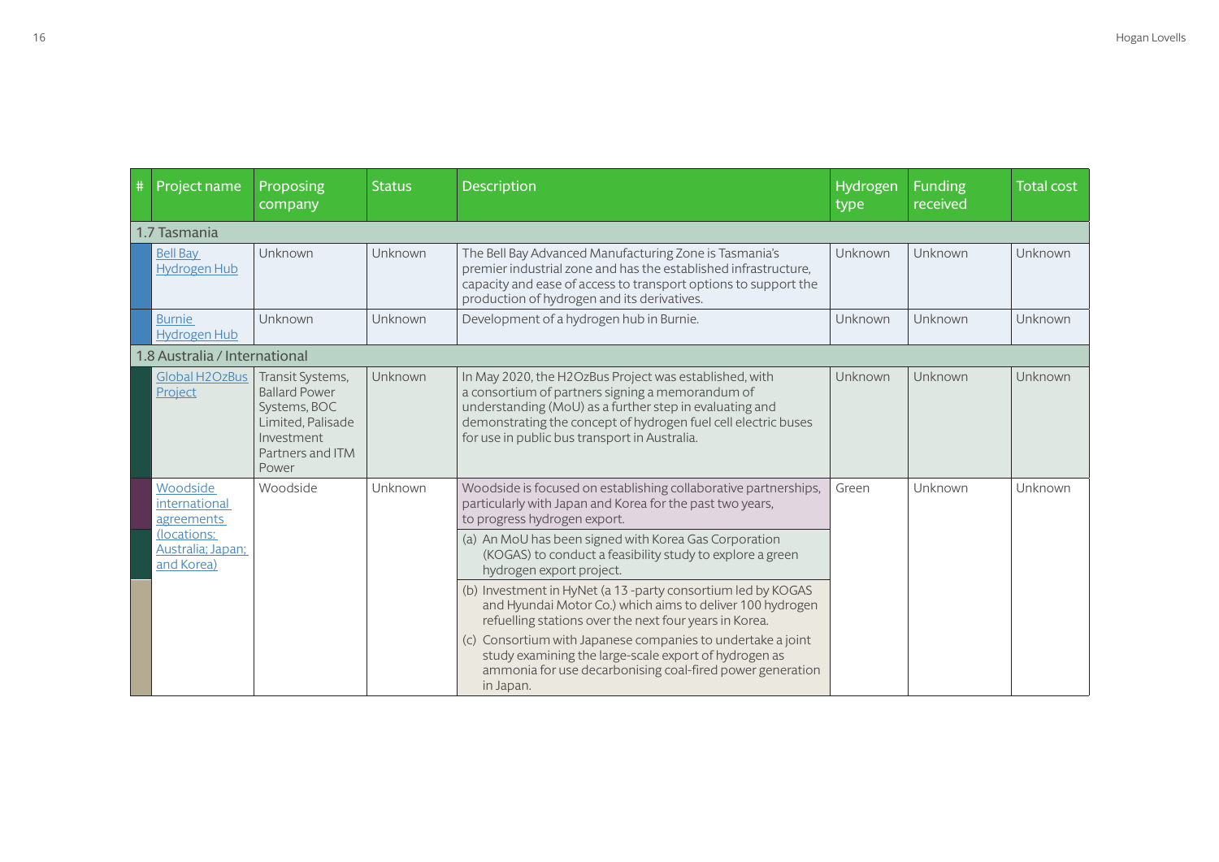| # | Project name | Proposing company | Status | Description | Hydrogen type | Funding received | Total cost |
|---|---|---|---|---|---|---|---|
| **1.7 Tasmania** | | | | | | | |
| | Bell Bay Hydrogen Hub | Unknown | Unknown | The Bell Bay Advanced Manufacturing Zone is Tasmania's premier industrial zone and has the established infrastructure, capacity and ease of access to transport options to support the production of hydrogen and its derivatives. | Unknown | Unknown | Unknown |
| | Burnie Hydrogen Hub | Unknown | Unknown | Development of a hydrogen hub in Burnie. | Unknown | Unknown | Unknown |
| **1.8 Australia / International** | | | | | | | |
| | Global H2OzBus Project | Transit Systems, Ballard Power Systems, BOC Limited, Palisade Investment Partners and ITM Power | Unknown | In May 2020, the H2OzBus Project was established, with a consortium of partners signing a memorandum of understanding (MoU) as a further step in evaluating and demonstrating the concept of hydrogen fuel cell electric buses for use in public bus transport in Australia. | Unknown | Unknown | Unknown |
| | Woodside international agreements (locations: Australia; Japan; and Korea) | Woodside | Unknown | Woodside is focused on establishing collaborative partnerships, particularly with Japan and Korea for the past two years, to progress hydrogen export.<br>(a) An MoU has been signed with Korea Gas Corporation (KOGAS) to conduct a feasibility study to explore a green hydrogen export project.<br>(b) Investment in HyNet (a 13 -party consortium led by KOGAS and Hyundai Motor Co.) which aims to deliver 100 hydrogen refuelling stations over the next four years in Korea.<br>(c) Consortium with Japanese companies to undertake a joint study examining the large-scale export of hydrogen as ammonia for use decarbonising coal-fired power generation in Japan. | Green | Unknown | Unknown |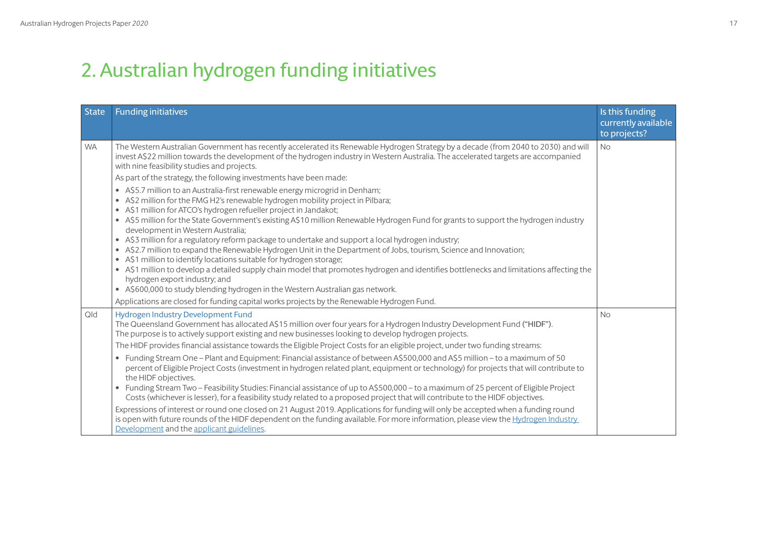# 2. Australian hydrogen funding initiatives

| State | Funding initiatives | Is this funding currently available to projects? |
|---|---|---|
| WA | The Western Australian Government has recently accelerated its Renewable Hydrogen Strategy by a decade (from 2040 to 2030) and will invest A$22 million towards the development of the hydrogen industry in Western Australia. The accelerated targets are accompanied with nine feasibility studies and projects.<br><br>As part of the strategy, the following investments have been made:<br><br>• A$5.7 million to an Australia-first renewable energy microgrid in Denham;<br>• A$2 million for the FMG H2's renewable hydrogen mobility project in Pilbara;<br>• A$1 million for ATCO's hydrogen refueller project in Jandakot;<br>• A$5 million for the State Government's existing A$10 million Renewable Hydrogen Fund for grants to support the hydrogen industry development in Western Australia;<br>• A$3 million for a regulatory reform package to undertake and support a local hydrogen industry;<br>• A$2.7 million to expand the Renewable Hydrogen Unit in the Department of Jobs, tourism, Science and Innovation;<br>• A$1 million to identify locations suitable for hydrogen storage;<br>• A$1 million to develop a detailed supply chain model that promotes hydrogen and identifies bottlenecks and limitations affecting the hydrogen export industry; and<br>• A$600,000 to study blending hydrogen in the Western Australian gas network.<br><br>Applications are closed for funding capital works projects by the Renewable Hydrogen Fund. | No |
| Qld | Hydrogen Industry Development Fund<br>The Queensland Government has allocated A$15 million over four years for a Hydrogen Industry Development Fund (**"HIDF"**). The purpose is to actively support existing and new businesses looking to develop hydrogen projects.<br><br>The HIDF provides financial assistance towards the Eligible Project Costs for an eligible project, under two funding streams:<br><br>• Funding Stream One – Plant and Equipment: Financial assistance of between A$500,000 and A$5 million – to a maximum of 50 percent of Eligible Project Costs (investment in hydrogen related plant, equipment or technology) for projects that will contribute to the HIDF objectives.<br>• Funding Stream Two – Feasibility Studies: Financial assistance of up to A$500,000 – to a maximum of 25 percent of Eligible Project Costs (whichever is lesser), for a feasibility study related to a proposed project that will contribute to the HIDF objectives.<br><br>Expressions of interest or round one closed on 21 August 2019. Applications for funding will only be accepted when a funding round is open with future rounds of the HIDF dependent on the funding available. For more information, please view the Hydrogen Industry Development and the applicant guidelines. | No |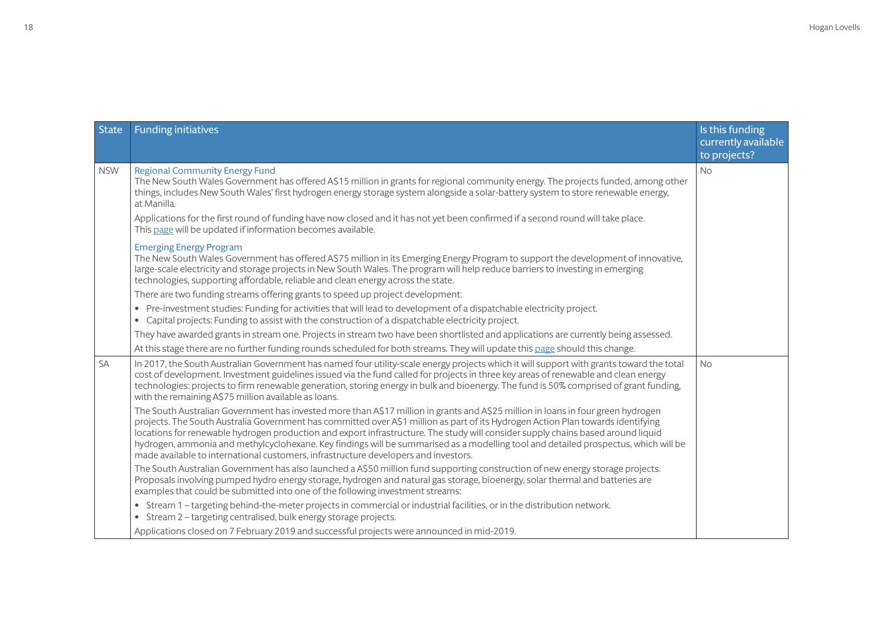| State | Funding initiatives | Is this funding currently available to projects? |
|---|---|---|
| NSW | **Regional Community Energy Fund**<br>The New South Wales Government has offered A$15 million in grants for regional community energy. The projects funded, among other things, includes New South Wales' first hydrogen energy storage system alongside a solar-battery system to store renewable energy, at Manilla.<br><br>Applications for the first round of funding have now closed and it has not yet been confirmed if a second round will take place. This page will be updated if information becomes available.<br><br>**Emerging Energy Program**<br>The New South Wales Government has offered A$75 million in its Emerging Energy Program to support the development of innovative, large-scale electricity and storage projects in New South Wales. The program will help reduce barriers to investing in emerging technologies, supporting affordable, reliable and clean energy across the state.<br><br>There are two funding streams offering grants to speed up project development:<br>• Pre-investment studies: Funding for activities that will lead to development of a dispatchable electricity project.<br>• Capital projects: Funding to assist with the construction of a dispatchable electricity project.<br><br>They have awarded grants in stream one. Projects in stream two have been shortlisted and applications are currently being assessed.<br><br>At this stage there are no further funding rounds scheduled for both streams. They will update this page should this change. | No |
| SA | In 2017, the South Australian Government has named four utility-scale energy projects which it will support with grants toward the total cost of development. Investment guidelines issued via the fund called for projects in three key areas of renewable and clean energy technologies: projects to firm renewable generation, storing energy in bulk and bioenergy. The fund is 50% comprised of grant funding, with the remaining A$75 million available as loans.<br><br>The South Australian Government has invested more than A$17 million in grants and A$25 million in loans in four green hydrogen projects. The South Australia Government has committed over A$1 million as part of its Hydrogen Action Plan towards identifying locations for renewable hydrogen production and export infrastructure. The study will consider supply chains based around liquid hydrogen, ammonia and methylcyclohexane. Key findings will be summarised as a modelling tool and detailed prospectus, which will be made available to international customers, infrastructure developers and investors.<br><br>The South Australian Government has also launched a A$50 million fund supporting construction of new energy storage projects. Proposals involving pumped hydro energy storage, hydrogen and natural gas storage, bioenergy, solar thermal and batteries are examples that could be submitted into one of the following investment streams:<br>• Stream 1 – targeting behind-the-meter projects in commercial or industrial facilities, or in the distribution network.<br>• Stream 2 – targeting centralised, bulk energy storage projects.<br><br>Applications closed on 7 February 2019 and successful projects were announced in mid-2019. | No |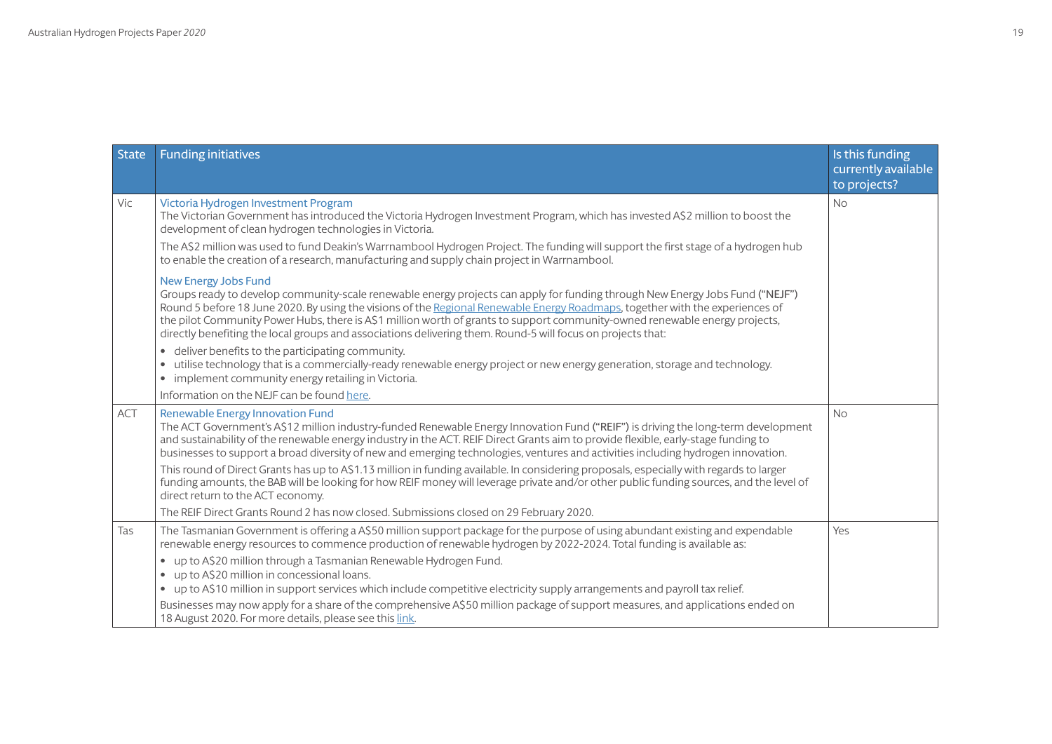| State | Funding initiatives | Is this funding currently available to projects? |
|---|---|---|
| Vic | Victoria Hydrogen Investment Program<br>The Victorian Government has introduced the Victoria Hydrogen Investment Program, which has invested A$2 million to boost the development of clean hydrogen technologies in Victoria.<br>The A$2 million was used to fund Deakin's Warrnambool Hydrogen Project. The funding will support the first stage of a hydrogen hub to enable the creation of a research, manufacturing and supply chain project in Warrnambool.<br>New Energy Jobs Fund<br>Groups ready to develop community-scale renewable energy projects can apply for funding through New Energy Jobs Fund ("**NEJF**") Round 5 before 18 June 2020. By using the visions of the [Regional Renewable Energy Roadmaps](), together with the experiences of the pilot Community Power Hubs, there is A$1 million worth of grants to support community-owned renewable energy projects, directly benefiting the local groups and associations delivering them. Round-5 will focus on projects that:<br>• deliver benefits to the participating community.<br>• utilise technology that is a commercially-ready renewable energy project or new energy generation, storage and technology.<br>• implement community energy retailing in Victoria.<br>Information on the NEJF can be found [here](). | No |
| ACT | Renewable Energy Innovation Fund<br>The ACT Government's A$12 million industry-funded Renewable Energy Innovation Fund ("**REIF**") is driving the long-term development and sustainability of the renewable energy industry in the ACT. REIF Direct Grants aim to provide flexible, early-stage funding to businesses to support a broad diversity of new and emerging technologies, ventures and activities including hydrogen innovation.<br>This round of Direct Grants has up to A$1.13 million in funding available. In considering proposals, especially with regards to larger funding amounts, the BAB will be looking for how REIF money will leverage private and/or other public funding sources, and the level of direct return to the ACT economy.<br>The REIF Direct Grants Round 2 has now closed. Submissions closed on 29 February 2020. | No |
| Tas | The Tasmanian Government is offering a A$50 million support package for the purpose of using abundant existing and expendable renewable energy resources to commence production of renewable hydrogen by 2022-2024. Total funding is available as:<br>• up to A$20 million through a Tasmanian Renewable Hydrogen Fund.<br>• up to A$20 million in concessional loans.<br>• up to A$10 million in support services which include competitive electricity supply arrangements and payroll tax relief.<br>Businesses may now apply for a share of the comprehensive A$50 million package of support measures, and applications ended on 18 August 2020. For more details, please see this [link](). | Yes |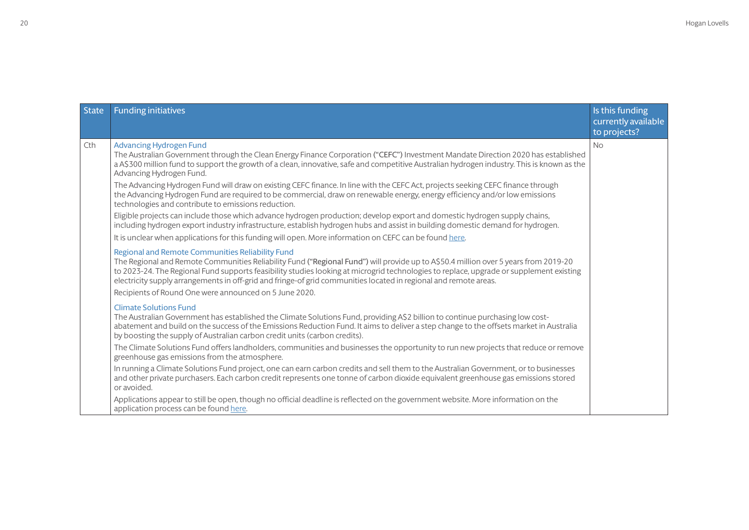| State | Funding initiatives | Is this funding currently available to projects? |
|---|---|---|
| Cth | **Advancing Hydrogen Fund**<br>The Australian Government through the Clean Energy Finance Corporation ("CEFC") Investment Mandate Direction 2020 has established a A$300 million fund to support the growth of a clean, innovative, safe and competitive Australian hydrogen industry. This is known as the Advancing Hydrogen Fund.<br>The Advancing Hydrogen Fund will draw on existing CEFC finance. In line with the CEFC Act, projects seeking CEFC finance through the Advancing Hydrogen Fund are required to be commercial, draw on renewable energy, energy efficiency and/or low emissions technologies and contribute to emissions reduction.<br>Eligible projects can include those which advance hydrogen production; develop export and domestic hydrogen supply chains, including hydrogen export industry infrastructure, establish hydrogen hubs and assist in building domestic demand for hydrogen.<br>It is unclear when applications for this funding will open. More information on CEFC can be found here.<br><br>**Regional and Remote Communities Reliability Fund**<br>The Regional and Remote Communities Reliability Fund ("Regional Fund") will provide up to A$50.4 million over 5 years from 2019-20 to 2023-24. The Regional Fund supports feasibility studies looking at microgrid technologies to replace, upgrade or supplement existing electricity supply arrangements in off-grid and fringe-of grid communities located in regional and remote areas.<br>Recipients of Round One were announced on 5 June 2020.<br><br>**Climate Solutions Fund**<br>The Australian Government has established the Climate Solutions Fund, providing A$2 billion to continue purchasing low cost-abatement and build on the success of the Emissions Reduction Fund. It aims to deliver a step change to the offsets market in Australia by boosting the supply of Australian carbon credit units (carbon credits).<br>The Climate Solutions Fund offers landholders, communities and businesses the opportunity to run new projects that reduce or remove greenhouse gas emissions from the atmosphere.<br>In running a Climate Solutions Fund project, one can earn carbon credits and sell them to the Australian Government, or to businesses and other private purchasers. Each carbon credit represents one tonne of carbon dioxide equivalent greenhouse gas emissions stored or avoided.<br>Applications appear to still be open, though no official deadline is reflected on the government website. More information on the application process can be found here. | No |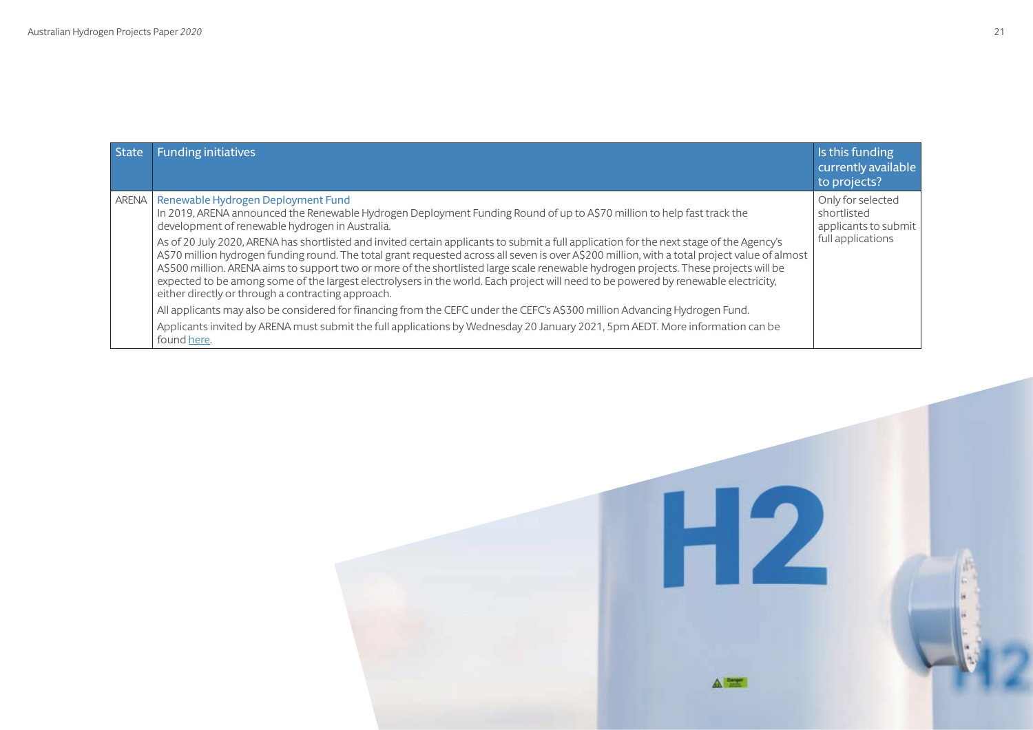| State | Funding initiatives | Is this funding currently available to projects? |
| --- | --- | --- |
| ARENA | Renewable Hydrogen Deployment Fund<br>In 2019, ARENA announced the Renewable Hydrogen Deployment Funding Round of up to A$70 million to help fast track the development of renewable hydrogen in Australia.<br>As of 20 July 2020, ARENA has shortlisted and invited certain applicants to submit a full application for the next stage of the Agency's A$70 million hydrogen funding round. The total grant requested across all seven is over A$200 million, with a total project value of almost A$500 million. ARENA aims to support two or more of the shortlisted large scale renewable hydrogen projects. These projects will be expected to be among some of the largest electrolysers in the world. Each project will need to be powered by renewable electricity, either directly or through a contracting approach.<br>All applicants may also be considered for financing from the CEFC under the CEFC's A$300 million Advancing Hydrogen Fund.<br>Applicants invited by ARENA must submit the full applications by Wednesday 20 January 2021, 5pm AEDT. More information can be found here. | Only for selected shortlisted applicants to submit full applications |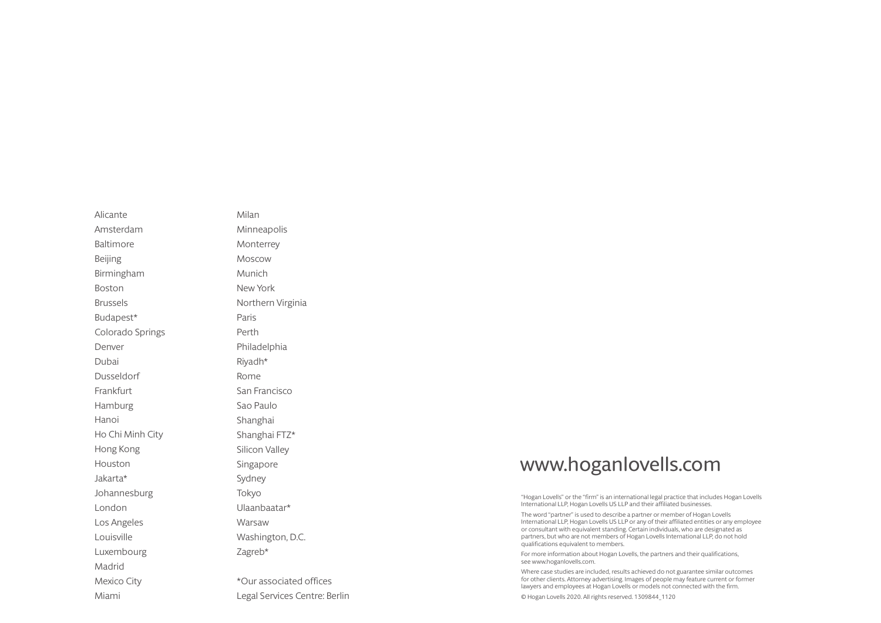Alicante
Amsterdam
Baltimore
Beijing
Birmingham
Boston
Brussels
Budapest*
Colorado Springs
Denver
Dubai
Dusseldorf
Frankfurt
Hamburg
Hanoi
Ho Chi Minh City
Hong Kong
Houston
Jakarta*
Johannesburg
London
Los Angeles
Louisville
Luxembourg
Madrid
Mexico City
Miami
Milan
Minneapolis
Monterrey
Moscow
Munich
New York
Northern Virginia
Paris
Perth
Philadelphia
Riyadh*
Rome
San Francisco
Sao Paulo
Shanghai
Shanghai FTZ*
Silicon Valley
Singapore
Sydney
Tokyo
Ulaanbaatar*
Warsaw
Washington, D.C.
Zagreb*

*Our associated offices
Legal Services Centre: Berlin

www.hoganlovells.com

"Hogan Lovells" or the "firm" is an international legal practice that includes Hogan Lovells International LLP, Hogan Lovells US LLP and their affiliated businesses.

The word "partner" is used to describe a partner or member of Hogan Lovells International LLP, Hogan Lovells US LLP or any of their affiliated entities or any employee or consultant with equivalent standing. Certain individuals, who are designated as partners, but who are not members of Hogan Lovells International LLP, do not hold qualifications equivalent to members.

For more information about Hogan Lovells, the partners and their qualifications, see www.hoganlovells.com.

Where case studies are included, results achieved do not guarantee similar outcomes for other clients. Attorney advertising. Images of people may feature current or former lawyers and employees at Hogan Lovells or models not connected with the firm.

© Hogan Lovells 2020. All rights reserved. 1309844_1120